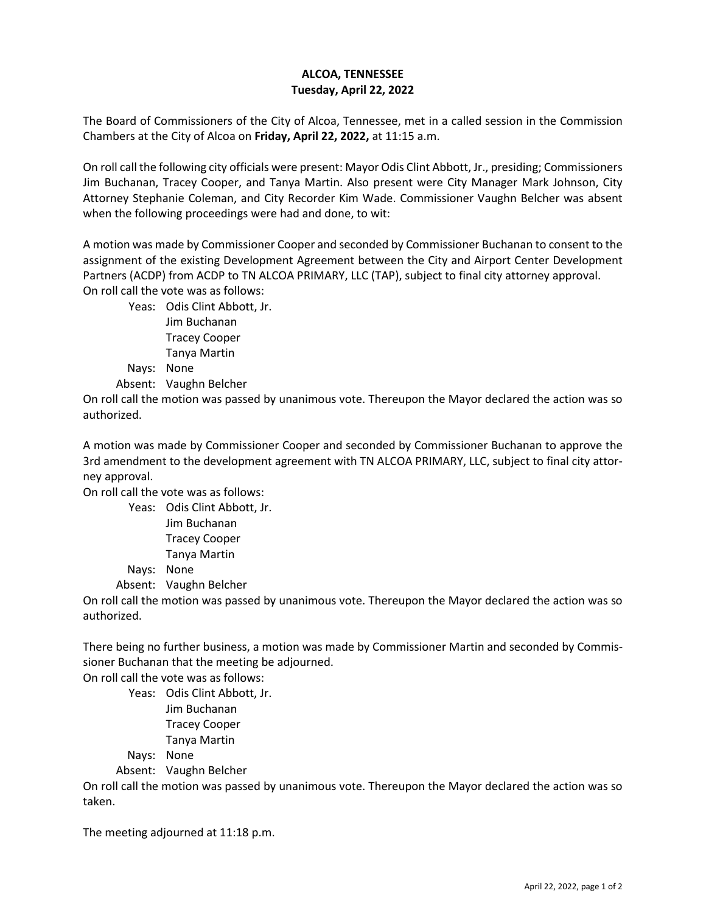**ALCOA, TENNESSEE**
**Tuesday, April 22, 2022**

The Board of Commissioners of the City of Alcoa, Tennessee, met in a called session in the Commission Chambers at the City of Alcoa on **Friday, April 22, 2022,** at 11:15 a.m.

On roll call the following city officials were present: Mayor Odis Clint Abbott, Jr., presiding; Commissioners Jim Buchanan, Tracey Cooper, and Tanya Martin. Also present were City Manager Mark Johnson, City Attorney Stephanie Coleman, and City Recorder Kim Wade. Commissioner Vaughn Belcher was absent when the following proceedings were had and done, to wit:

A motion was made by Commissioner Cooper and seconded by Commissioner Buchanan to consent to the assignment of the existing Development Agreement between the City and Airport Center Development Partners (ACDP) from ACDP to TN ALCOA PRIMARY, LLC (TAP), subject to final city attorney approval.
On roll call the vote was as follows:

Yeas: Odis Clint Abbott, Jr.
Jim Buchanan
Tracey Cooper
Tanya Martin
Nays: None
Absent: Vaughn Belcher

On roll call the motion was passed by unanimous vote. Thereupon the Mayor declared the action was so authorized.

A motion was made by Commissioner Cooper and seconded by Commissioner Buchanan to approve the 3rd amendment to the development agreement with TN ALCOA PRIMARY, LLC, subject to final city attorney approval.
On roll call the vote was as follows:

Yeas: Odis Clint Abbott, Jr.
Jim Buchanan
Tracey Cooper
Tanya Martin
Nays: None
Absent: Vaughn Belcher

On roll call the motion was passed by unanimous vote. Thereupon the Mayor declared the action was so authorized.

There being no further business, a motion was made by Commissioner Martin and seconded by Commissioner Buchanan that the meeting be adjourned.
On roll call the vote was as follows:

Yeas: Odis Clint Abbott, Jr.
Jim Buchanan
Tracey Cooper
Tanya Martin
Nays: None
Absent: Vaughn Belcher

On roll call the motion was passed by unanimous vote. Thereupon the Mayor declared the action was so taken.

The meeting adjourned at 11:18 p.m.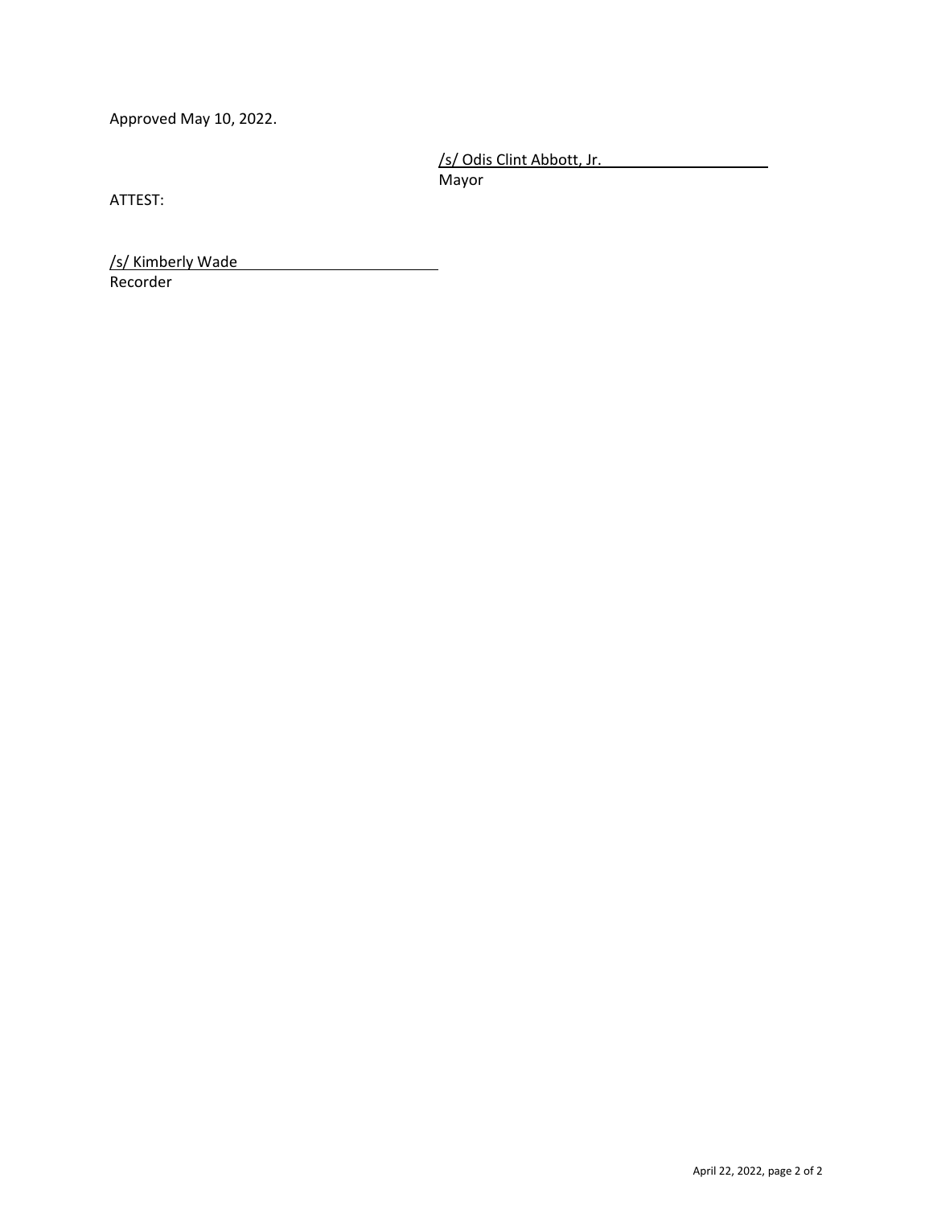Approved May 10, 2022.

/s/ Odis Clint Abbott, Jr.
Mayor

ATTEST:

/s/ Kimberly Wade
Recorder